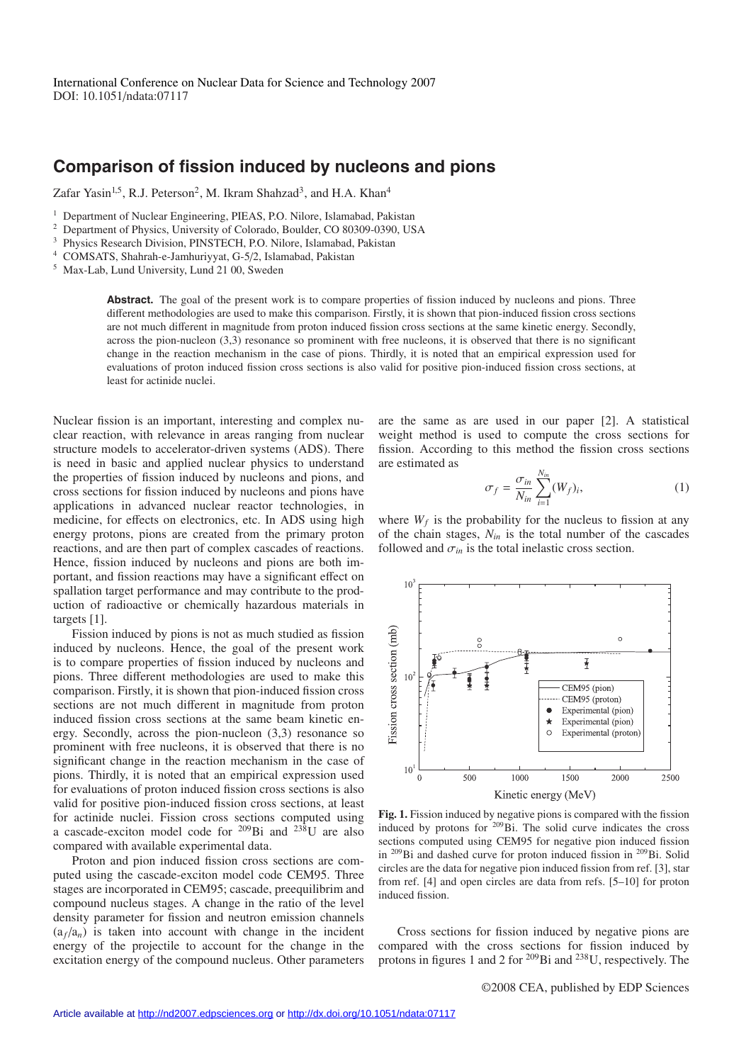International Conference on Nuclear Data for Science and Technology 2007
DOI: 10.1051/ndata:07117

# Comparison of fission induced by nucleons and pions

Zafar Yasin[1,5], R.J. Peterson[2], M. Ikram Shahzad[3], and H.A. Khan[4]

[1] Department of Nuclear Engineering, PIEAS, P.O. Nilore, Islamabad, Pakistan
[2] Department of Physics, University of Colorado, Boulder, CO 80309-0390, USA
[3] Physics Research Division, PINSTECH, P.O. Nilore, Islamabad, Pakistan
[4] COMSATS, Shahrah-e-Jamhuriyyat, G-5/2, Islamabad, Pakistan
[5] Max-Lab, Lund University, Lund 21 00, Sweden

**Abstract.** The goal of the present work is to compare properties of fission induced by nucleons and pions. Three different methodologies are used to make this comparison. Firstly, it is shown that pion-induced fission cross sections are not much different in magnitude from proton induced fission cross sections at the same kinetic energy. Secondly, across the pion-nucleon (3,3) resonance so prominent with free nucleons, it is observed that there is no significant change in the reaction mechanism in the case of pions. Thirdly, it is noted that an empirical expression used for evaluations of proton induced fission cross sections is also valid for positive pion-induced fission cross sections, at least for actinide nuclei.

Nuclear fission is an important, interesting and complex nuclear reaction, with relevance in areas ranging from nuclear structure models to accelerator-driven systems (ADS). There is need in basic and applied nuclear physics to understand the properties of fission induced by nucleons and pions, and cross sections for fission induced by nucleons and pions have applications in advanced nuclear reactor technologies, in medicine, for effects on electronics, etc. In ADS using high energy protons, pions are created from the primary proton reactions, and are then part of complex cascades of reactions. Hence, fission induced by nucleons and pions are both important, and fission reactions may have a significant effect on spallation target performance and may contribute to the production of radioactive or chemically hazardous materials in targets [1].

Fission induced by pions is not as much studied as fission induced by nucleons. Hence, the goal of the present work is to compare properties of fission induced by nucleons and pions. Three different methodologies are used to make this comparison. Firstly, it is shown that pion-induced fission cross sections are not much different in magnitude from proton induced fission cross sections at the same beam kinetic energy. Secondly, across the pion-nucleon (3,3) resonance so prominent with free nucleons, it is observed that there is no significant change in the reaction mechanism in the case of pions. Thirdly, it is noted that an empirical expression used for evaluations of proton induced fission cross sections is also valid for positive pion-induced fission cross sections, at least for actinide nuclei. Fission cross sections computed using a cascade-exciton model code for $^{209}$Bi and $^{238}$U are also compared with available experimental data.

Proton and pion induced fission cross sections are computed using the cascade-exciton model code CEM95. Three stages are incorporated in CEM95; cascade, preequilibrium and compound nucleus stages. A change in the ratio of the level density parameter for fission and neutron emission channels ($a_f/a_n$) is taken into account with change in the incident energy of the projectile to account for the change in the excitation energy of the compound nucleus. Other parameters are the same as are used in our paper [2]. A statistical weight method is used to compute the cross sections for fission. According to this method the fission cross sections are estimated as

$$\sigma_f = \frac{\sigma_{in}}{N_{in}} \sum_{i=1}^{N_{in}} (W_f)_i, \tag{1}$$

where $W_f$ is the probability for the nucleus to fission at any of the chain stages, $N_{in}$ is the total number of the cascades followed and $\sigma_{in}$ is the total inelastic cross section.

**Fig. 1.** Fission induced by negative pions is compared with the fission induced by protons for $^{209}$Bi. The solid curve indicates the cross sections computed using CEM95 for negative pion induced fission in $^{209}$Bi and dashed curve for proton induced fission in $^{209}$Bi. Solid circles are the data for negative pion induced fission from ref. [3], star from ref. [4] and open circles are data from refs. [5–10] for proton induced fission.

Cross sections for fission induced by negative pions are compared with the cross sections for fission induced by protons in figures 1 and 2 for $^{209}$Bi and $^{238}$U, respectively. The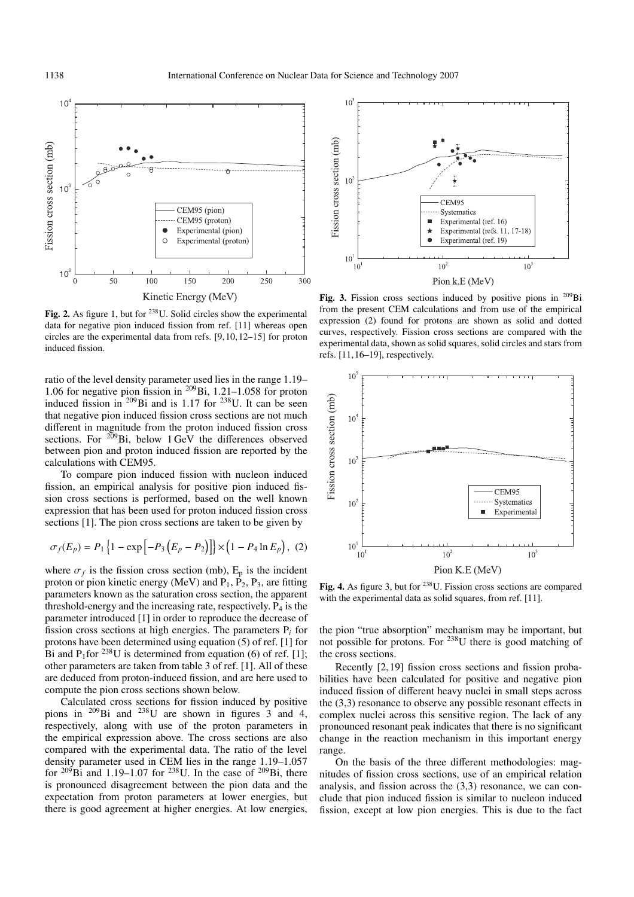**Fig. 2.** As figure 1, but for $^{238}$U. Solid circles show the experimental data for negative pion induced fission from ref. [11] whereas open circles are the experimental data from refs. [9,10,12–15] for proton induced fission.

ratio of the level density parameter used lies in the range 1.19–1.06 for negative pion fission in $^{209}$Bi, 1.21–1.058 for proton induced fission in $^{209}$Bi and is 1.17 for $^{238}$U. It can be seen that negative pion induced fission cross sections are not much different in magnitude from the proton induced fission cross sections. For $^{209}$Bi, below 1 GeV the differences observed between pion and proton induced fission are reported by the calculations with CEM95.

To compare pion induced fission with nucleon induced fission, an empirical analysis for positive pion induced fission cross sections is performed, based on the well known expression that has been used for proton induced fission cross sections [1]. The pion cross sections are taken to be given by

$$\sigma_f(E_p) = P_1 \left\{1 - \exp\left[-P_3\left(E_p - P_2\right)\right]\right\} \times \left(1 - P_4 \ln E_p\right), \quad (2)$$

where $\sigma_f$ is the fission cross section (mb), $E_p$ is the incident proton or pion kinetic energy (MeV) and $P_1$, $P_2$, $P_3$, are fitting parameters known as the saturation cross section, the apparent threshold-energy and the increasing rate, respectively. $P_4$ is the parameter introduced [1] in order to reproduce the decrease of fission cross sections at high energies. The parameters $P_i$ for protons have been determined using equation (5) of ref. [1] for Bi and $P_1$ for $^{238}$U is determined from equation (6) of ref. [1]; other parameters are taken from table 3 of ref. [1]. All of these are deduced from proton-induced fission, and are here used to compute the pion cross sections shown below.

Calculated cross sections for fission induced by positive pions in $^{209}$Bi and $^{238}$U are shown in figures 3 and 4, respectively, along with use of the proton parameters in the empirical expression above. The cross sections are also compared with the experimental data. The ratio of the level density parameter used in CEM lies in the range 1.19–1.057 for $^{209}$Bi and 1.19–1.07 for $^{238}$U. In the case of $^{209}$Bi, there is pronounced disagreement between the pion data and the expectation from proton parameters at lower energies, but there is good agreement at higher energies. At low energies, the pion "true absorption" mechanism may be important, but not possible for protons. For $^{238}$U there is good matching of the cross sections.

**Fig. 3.** Fission cross sections induced by positive pions in $^{209}$Bi from the present CEM calculations and from use of the empirical expression (2) found for protons are shown as solid and dotted curves, respectively. Fission cross sections are compared with the experimental data, shown as solid squares, solid circles and stars from refs. [11,16–19], respectively.

**Fig. 4.** As figure 3, but for $^{238}$U. Fission cross sections are compared with the experimental data as solid squares, from ref. [11].

Recently [2,19] fission cross sections and fission probabilities have been calculated for positive and negative pion induced fission of different heavy nuclei in small steps across the (3,3) resonance to observe any possible resonant effects in complex nuclei across this sensitive region. The lack of any pronounced resonant peak indicates that there is no significant change in the reaction mechanism in this important energy range.

On the basis of the three different methodologies: magnitudes of fission cross sections, use of an empirical relation analysis, and fission across the (3,3) resonance, we can conclude that pion induced fission is similar to nucleon induced fission, except at low pion energies. This is due to the fact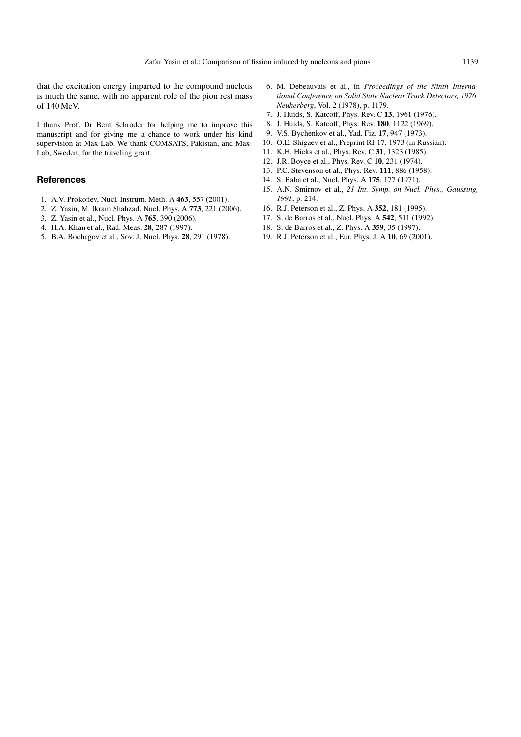that the excitation energy imparted to the compound nucleus is much the same, with no apparent role of the pion rest mass of 140 MeV.

I thank Prof. Dr Bent Schroder for helping me to improve this manuscript and for giving me a chance to work under his kind supervision at Max-Lab. We thank COMSATS, Pakistan, and Max-Lab, Sweden, for the traveling grant.

## References

1. A.V. Prokofiev, Nucl. Instrum. Meth. A **463**, 557 (2001).
2. Z. Yasin, M. Ikram Shahzad, Nucl. Phys. A **773**, 221 (2006).
3. Z. Yasin et al., Nucl. Phys. A **765**, 390 (2006).
4. H.A. Khan et al., Rad. Meas. **28**, 287 (1997).
5. B.A. Bochagov et al., Sov. J. Nucl. Phys. **28**, 291 (1978).
6. M. Debeauvais et al., in *Proceedings of the Ninth International Conference on Solid State Nuclear Track Detectors, 1976, Neuherberg*, Vol. 2 (1978), p. 1179.
7. J. Huids, S. Katcoff, Phys. Rev. C **13**, 1961 (1976).
8. J. Huids, S. Katcoff, Phys. Rev. **180**, 1122 (1969).
9. V.S. Bychenkov et al., Yad. Fiz. **17**, 947 (1973).
10. O.E. Shigaev et al., Preprint RI-17, 1973 (in Russian).
11. K.H. Hicks et al., Phys. Rev. C **31**, 1323 (1985).
12. J.R. Boyce et al., Phys. Rev. C **10**, 231 (1974).
13. P.C. Stevenson et al., Phys. Rev. **111**, 886 (1958).
14. S. Baba et al., Nucl. Phys. A **175**, 177 (1971).
15. A.N. Smirnov et al., *21 Int. Symp. on Nucl. Phys., Gaussing, 1991*, p. 214.
16. R.J. Peterson et al., Z. Phys. A **352**, 181 (1995).
17. S. de Barros et al., Nucl. Phys. A **542**, 511 (1992).
18. S. de Barros et al., Z. Phys. A **359**, 35 (1997).
19. R.J. Peterson et al., Eur. Phys. J. A **10**, 69 (2001).